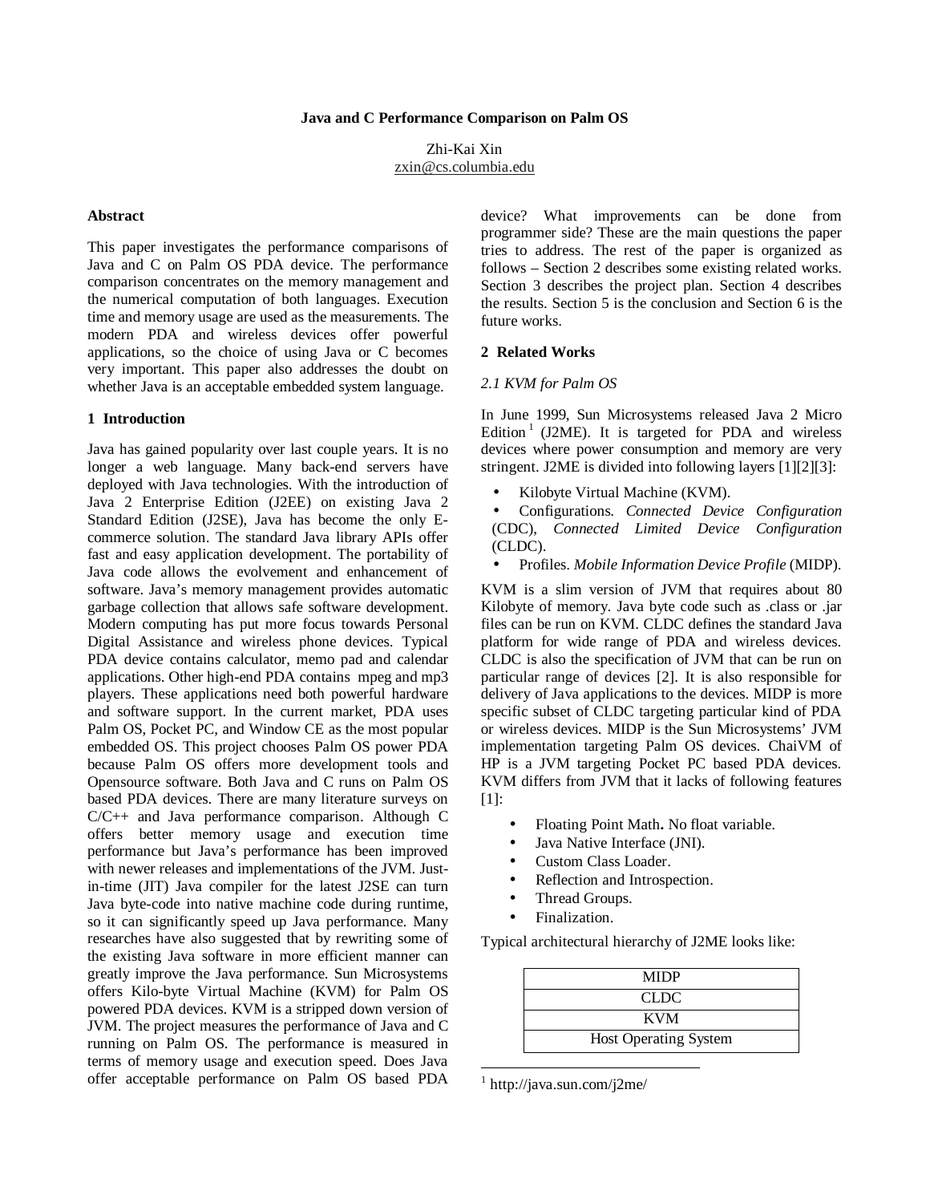# Java and C Performance Comparison on Palm OS

Zhi-Kai Xin
zxin@cs.columbia.edu

## Abstract

This paper investigates the performance comparisons of Java and C on Palm OS PDA device. The performance comparison concentrates on the memory management and the numerical computation of both languages. Execution time and memory usage are used as the measurements. The modern PDA and wireless devices offer powerful applications, so the choice of using Java or C becomes very important. This paper also addresses the doubt on whether Java is an acceptable embedded system language.

## 1 Introduction

Java has gained popularity over last couple years. It is no longer a web language. Many back-end servers have deployed with Java technologies. With the introduction of Java 2 Enterprise Edition (J2EE) on existing Java 2 Standard Edition (J2SE), Java has become the only E-commerce solution. The standard Java library APIs offer fast and easy application development. The portability of Java code allows the evolvement and enhancement of software. Java's memory management provides automatic garbage collection that allows safe software development. Modern computing has put more focus towards Personal Digital Assistance and wireless phone devices. Typical PDA device contains calculator, memo pad and calendar applications. Other high-end PDA contains mpeg and mp3 players. These applications need both powerful hardware and software support. In the current market, PDA uses Palm OS, Pocket PC, and Window CE as the most popular embedded OS. This project chooses Palm OS power PDA because Palm OS offers more development tools and Opensource software. Both Java and C runs on Palm OS based PDA devices. There are many literature surveys on C/C++ and Java performance comparison. Although C offers better memory usage and execution time performance but Java's performance has been improved with newer releases and implementations of the JVM. Just-in-time (JIT) Java compiler for the latest J2SE can turn Java byte-code into native machine code during runtime, so it can significantly speed up Java performance. Many researches have also suggested that by rewriting some of the existing Java software in more efficient manner can greatly improve the Java performance. Sun Microsystems offers Kilo-byte Virtual Machine (KVM) for Palm OS powered PDA devices. KVM is a stripped down version of JVM. The project measures the performance of Java and C running on Palm OS. The performance is measured in terms of memory usage and execution speed. Does Java offer acceptable performance on Palm OS based PDA device? What improvements can be done from programmer side? These are the main questions the paper tries to address. The rest of the paper is organized as follows – Section 2 describes some existing related works. Section 3 describes the project plan. Section 4 describes the results. Section 5 is the conclusion and Section 6 is the future works.

## 2 Related Works

### *2.1 KVM for Palm OS*

In June 1999, Sun Microsystems released Java 2 Micro Edition[1] (J2ME). It is targeted for PDA and wireless devices where power consumption and memory are very stringent. J2ME is divided into following layers [1][2][3]:

- Kilobyte Virtual Machine (KVM).
- Configurations. *Connected Device Configuration* (CDC), *Connected Limited Device Configuration* (CLDC).
- Profiles. *Mobile Information Device Profile* (MIDP).

KVM is a slim version of JVM that requires about 80 Kilobyte of memory. Java byte code such as .class or .jar files can be run on KVM. CLDC defines the standard Java platform for wide range of PDA and wireless devices. CLDC is also the specification of JVM that can be run on particular range of devices [2]. It is also responsible for delivery of Java applications to the devices. MIDP is more specific subset of CLDC targeting particular kind of PDA or wireless devices. MIDP is the Sun Microsystems' JVM implementation targeting Palm OS devices. ChaiVM of HP is a JVM targeting Pocket PC based PDA devices. KVM differs from JVM that it lacks of following features [1]:

- Floating Point Math**.** No float variable.
- Java Native Interface (JNI).
- Custom Class Loader.
- Reflection and Introspection.
- Thread Groups.
- Finalization.

Typical architectural hierarchy of J2ME looks like:

| MIDP |
|---|
| CLDC |
| KVM |
| Host Operating System |

[1] http://java.sun.com/j2me/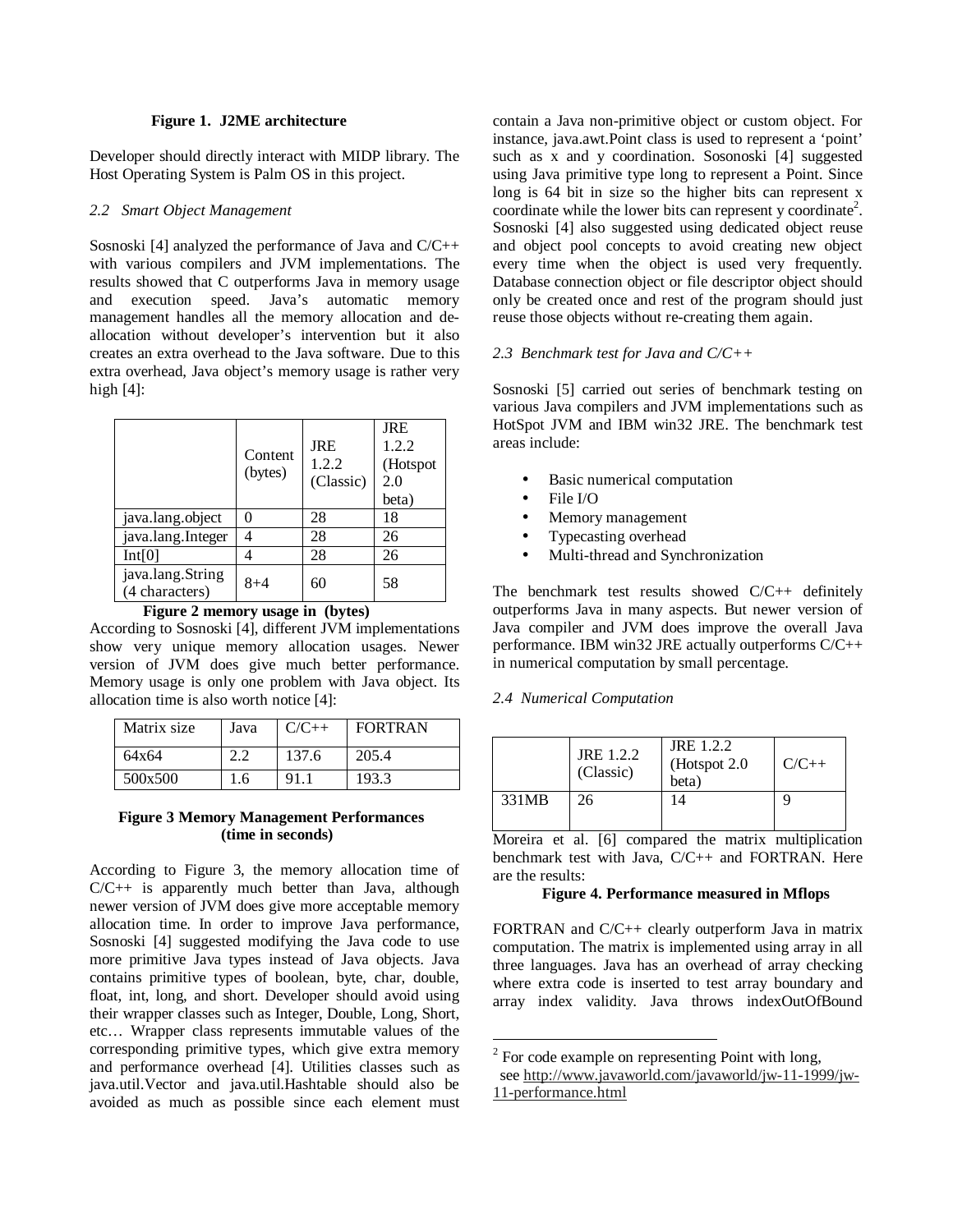**Figure 1. J2ME architecture**

Developer should directly interact with MIDP library. The Host Operating System is Palm OS in this project.

### *2.2 Smart Object Management*

Sosnoski [4] analyzed the performance of Java and C/C++ with various compilers and JVM implementations. The results showed that C outperforms Java in memory usage and execution speed. Java's automatic memory management handles all the memory allocation and de-allocation without developer's intervention but it also creates an extra overhead to the Java software. Due to this extra overhead, Java object's memory usage is rather very high [4]:

| | Content (bytes) | JRE 1.2.2 (Classic) | JRE 1.2.2 (Hotspot 2.0 beta) |
|---|---|---|---|
| java.lang.object | 0 | 28 | 18 |
| java.lang.Integer | 4 | 28 | 26 |
| Int[0] | 4 | 28 | 26 |
| java.lang.String (4 characters) | 8+4 | 60 | 58 |

**Figure 2 memory usage in (bytes)**

According to Sosnoski [4], different JVM implementations show very unique memory allocation usages. Newer version of JVM does give much better performance. Memory usage is only one problem with Java object. Its allocation time is also worth notice [4]:

| Matrix size | Java | C/C++ | FORTRAN |
|---|---|---|---|
| 64x64 | 2.2 | 137.6 | 205.4 |
| 500x500 | 1.6 | 91.1 | 193.3 |

**Figure 3 Memory Management Performances (time in seconds)**

According to Figure 3, the memory allocation time of C/C++ is apparently much better than Java, although newer version of JVM does give more acceptable memory allocation time. In order to improve Java performance, Sosnoski [4] suggested modifying the Java code to use more primitive Java types instead of Java objects. Java contains primitive types of boolean, byte, char, double, float, int, long, and short. Developer should avoid using their wrapper classes such as Integer, Double, Long, Short, etc… Wrapper class represents immutable values of the corresponding primitive types, which give extra memory and performance overhead [4]. Utilities classes such as java.util.Vector and java.util.Hashtable should also be avoided as much as possible since each element must contain a Java non-primitive object or custom object. For instance, java.awt.Point class is used to represent a 'point' such as x and y coordination. Sosonoski [4] suggested using Java primitive type long to represent a Point. Since long is 64 bit in size so the higher bits can represent x coordinate while the lower bits can represent y coordinate[2]. Sosnoski [4] also suggested using dedicated object reuse and object pool concepts to avoid creating new object every time when the object is used very frequently. Database connection object or file descriptor object should only be created once and rest of the program should just reuse those objects without re-creating them again.

### *2.3 Benchmark test for Java and C/C++*

Sosnoski [5] carried out series of benchmark testing on various Java compilers and JVM implementations such as HotSpot JVM and IBM win32 JRE. The benchmark test areas include:

- Basic numerical computation
- File I/O
- Memory management
- Typecasting overhead
- Multi-thread and Synchronization

The benchmark test results showed C/C++ definitely outperforms Java in many aspects. But newer version of Java compiler and JVM does improve the overall Java performance. IBM win32 JRE actually outperforms C/C++ in numerical computation by small percentage.

### *2.4 Numerical Computation*

| | JRE 1.2.2 (Classic) | JRE 1.2.2 (Hotspot 2.0 beta) | C/C++ |
|---|---|---|---|
| 331MB | 26 | 14 | 9 |

Moreira et al. [6] compared the matrix multiplication benchmark test with Java, C/C++ and FORTRAN. Here are the results:

**Figure 4. Performance measured in Mflops**

FORTRAN and C/C++ clearly outperform Java in matrix computation. The matrix is implemented using array in all three languages. Java has an overhead of array checking where extra code is inserted to test array boundary and array index validity. Java throws indexOutOfBound

---

[2] For code example on representing Point with long, see http://www.javaworld.com/javaworld/jw-11-1999/jw-11-performance.html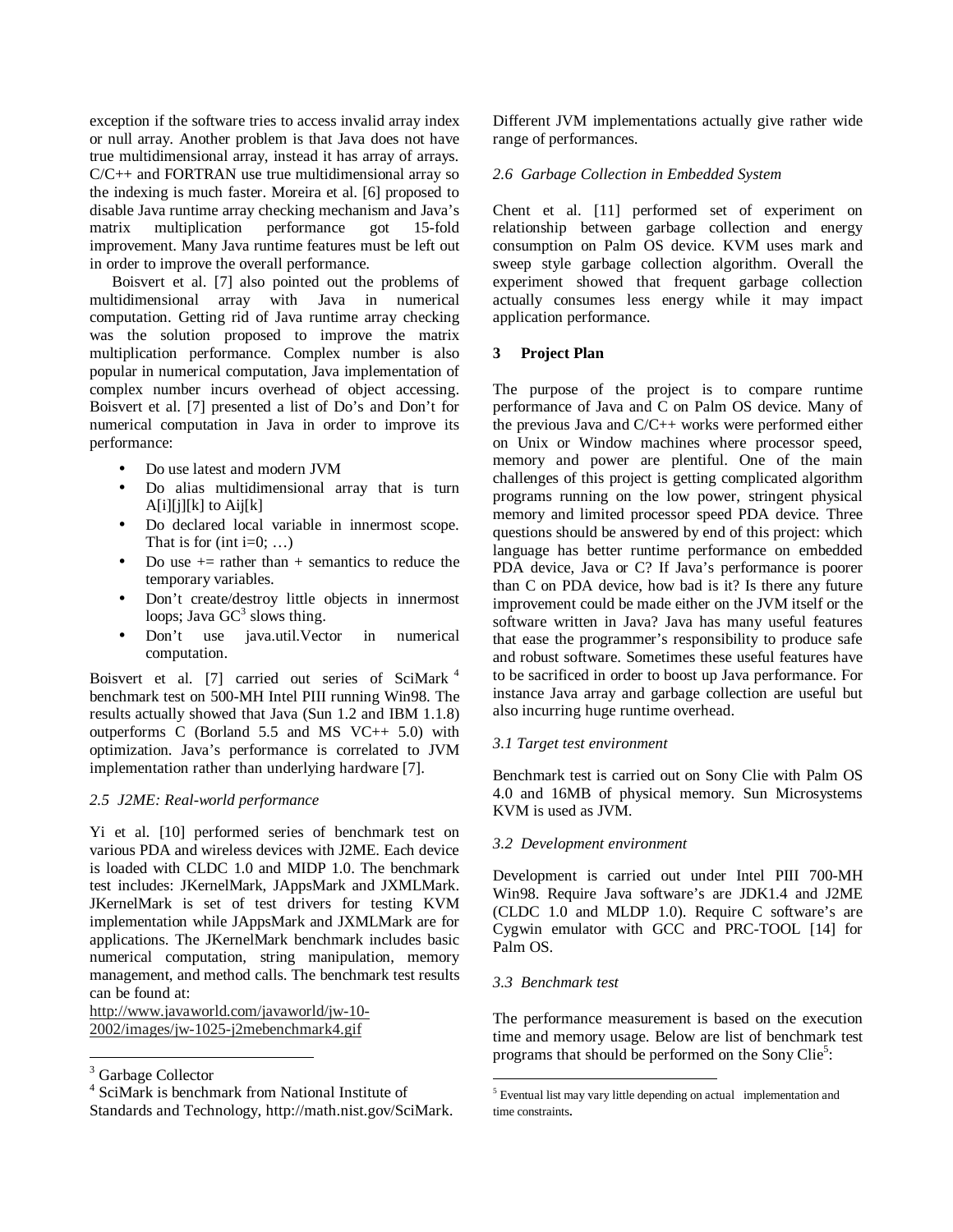exception if the software tries to access invalid array index or null array. Another problem is that Java does not have true multidimensional array, instead it has array of arrays. C/C++ and FORTRAN use true multidimensional array so the indexing is much faster. Moreira et al. [6] proposed to disable Java runtime array checking mechanism and Java's matrix multiplication performance got 15-fold improvement. Many Java runtime features must be left out in order to improve the overall performance.

Boisvert et al. [7] also pointed out the problems of multidimensional array with Java in numerical computation. Getting rid of Java runtime array checking was the solution proposed to improve the matrix multiplication performance. Complex number is also popular in numerical computation, Java implementation of complex number incurs overhead of object accessing. Boisvert et al. [7] presented a list of Do's and Don't for numerical computation in Java in order to improve its performance:

- Do use latest and modern JVM
- Do alias multidimensional array that is turn A[i][j][k] to Aij[k]
- Do declared local variable in innermost scope. That is for (int i=0; …)
- Do use += rather than + semantics to reduce the temporary variables.
- Don't create/destroy little objects in innermost loops; Java GC[3] slows thing.
- Don't use java.util.Vector in numerical computation.

Boisvert et al. [7] carried out series of SciMark [4] benchmark test on 500-MH Intel PIII running Win98. The results actually showed that Java (Sun 1.2 and IBM 1.1.8) outperforms C (Borland 5.5 and MS VC++ 5.0) with optimization. Java's performance is correlated to JVM implementation rather than underlying hardware [7].

### *2.5 J2ME: Real-world performance*

Yi et al. [10] performed series of benchmark test on various PDA and wireless devices with J2ME. Each device is loaded with CLDC 1.0 and MIDP 1.0. The benchmark test includes: JKernelMark, JAppsMark and JXMLMark. JKernelMark is set of test drivers for testing KVM implementation while JAppsMark and JXMLMark are for applications. The JKernelMark benchmark includes basic numerical computation, string manipulation, memory management, and method calls. The benchmark test results can be found at:
http://www.javaworld.com/javaworld/jw-10-2002/images/jw-1025-j2mebenchmark4.gif

Different JVM implementations actually give rather wide range of performances.

### *2.6 Garbage Collection in Embedded System*

Chent et al. [11] performed set of experiment on relationship between garbage collection and energy consumption on Palm OS device. KVM uses mark and sweep style garbage collection algorithm. Overall the experiment showed that frequent garbage collection actually consumes less energy while it may impact application performance.

## **3 Project Plan**

The purpose of the project is to compare runtime performance of Java and C on Palm OS device. Many of the previous Java and C/C++ works were performed either on Unix or Window machines where processor speed, memory and power are plentiful. One of the main challenges of this project is getting complicated algorithm programs running on the low power, stringent physical memory and limited processor speed PDA device. Three questions should be answered by end of this project: which language has better runtime performance on embedded PDA device, Java or C? If Java's performance is poorer than C on PDA device, how bad is it? Is there any future improvement could be made either on the JVM itself or the software written in Java? Java has many useful features that ease the programmer's responsibility to produce safe and robust software. Sometimes these useful features have to be sacrificed in order to boost up Java performance. For instance Java array and garbage collection are useful but also incurring huge runtime overhead.

### *3.1 Target test environment*

Benchmark test is carried out on Sony Clie with Palm OS 4.0 and 16MB of physical memory. Sun Microsystems KVM is used as JVM.

### *3.2 Development environment*

Development is carried out under Intel PIII 700-MH Win98. Require Java software's are JDK1.4 and J2ME (CLDC 1.0 and MLDP 1.0). Require C software's are Cygwin emulator with GCC and PRC-TOOL [14] for Palm OS.

### *3.3 Benchmark test*

The performance measurement is based on the execution time and memory usage. Below are list of benchmark test programs that should be performed on the Sony Clie[5]:

---

[3] Garbage Collector

[4] SciMark is benchmark from National Institute of Standards and Technology, http://math.nist.gov/SciMark.

[5] Eventual list may vary little depending on actual implementation and time constraints.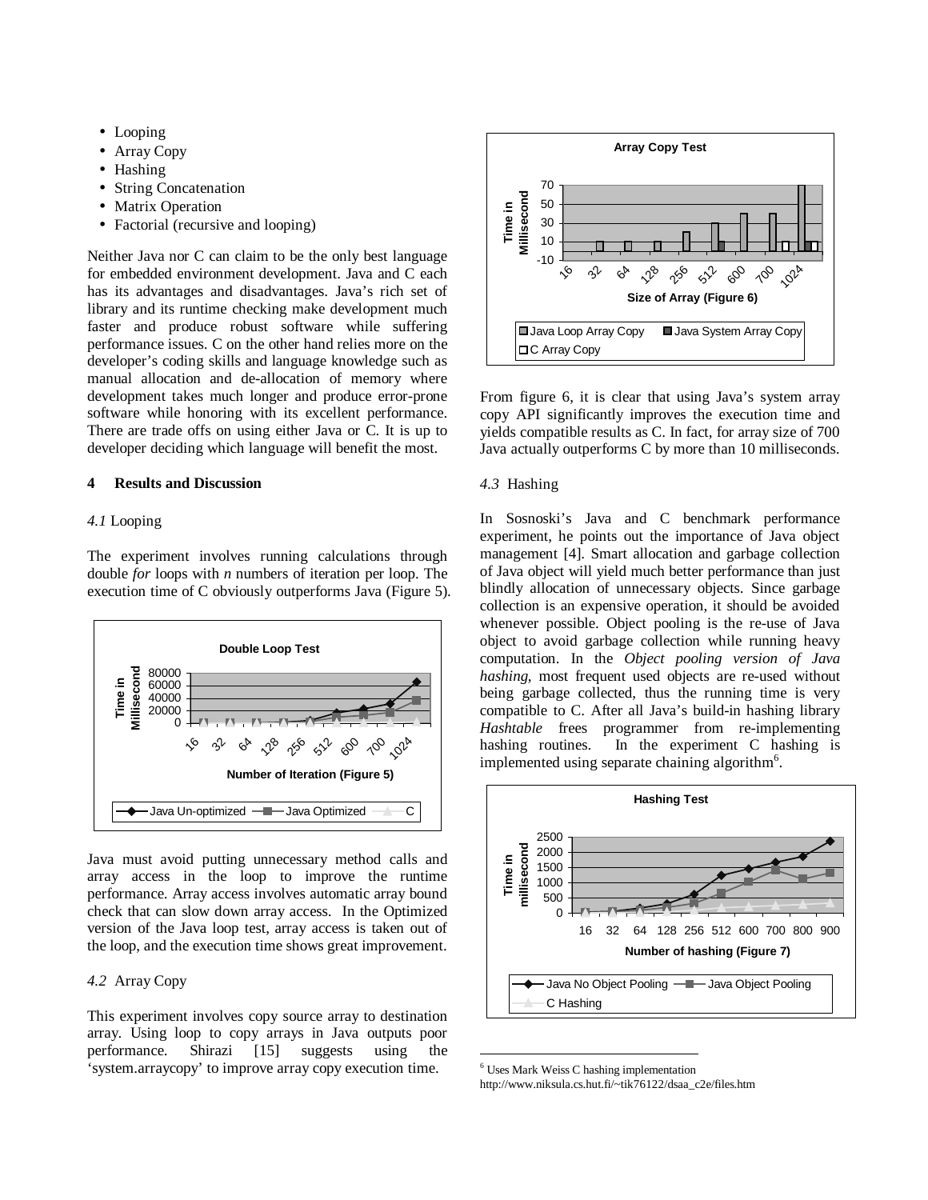- Looping
- Array Copy
- Hashing
- String Concatenation
- Matrix Operation
- Factorial (recursive and looping)

Neither Java nor C can claim to be the only best language for embedded environment development. Java and C each has its advantages and disadvantages. Java's rich set of library and its runtime checking make development much faster and produce robust software while suffering performance issues. C on the other hand relies more on the developer's coding skills and language knowledge such as manual allocation and de-allocation of memory where development takes much longer and produce error-prone software while honoring with its excellent performance. There are trade offs on using either Java or C. It is up to developer deciding which language will benefit the most.

## 4 Results and Discussion

### *4.1* Looping

The experiment involves running calculations through double *for* loops with *n* numbers of iteration per loop. The execution time of C obviously outperforms Java (Figure 5).

Double Loop Test

Number of Iteration (Figure 5)

Java must avoid putting unnecessary method calls and array access in the loop to improve the runtime performance. Array access involves automatic array bound check that can slow down array access. In the Optimized version of the Java loop test, array access is taken out of the loop, and the execution time shows great improvement.

### *4.2* Array Copy

This experiment involves copy source array to destination array. Using loop to copy arrays in Java outputs poor performance. Shirazi [15] suggests using the 'system.arraycopy' to improve array copy execution time.

Array Copy Test

Size of Array (Figure 6)

From figure 6, it is clear that using Java's system array copy API significantly improves the execution time and yields compatible results as C. In fact, for array size of 700 Java actually outperforms C by more than 10 milliseconds.

### *4.3* Hashing

In Sosnoski's Java and C benchmark performance experiment, he points out the importance of Java object management [4]. Smart allocation and garbage collection of Java object will yield much better performance than just blindly allocation of unnecessary objects. Since garbage collection is an expensive operation, it should be avoided whenever possible. Object pooling is the re-use of Java object to avoid garbage collection while running heavy computation. In the *Object pooling version of Java hashing*, most frequent used objects are re-used without being garbage collected, thus the running time is very compatible to C. After all Java's build-in hashing library *Hashtable* frees programmer from re-implementing hashing routines. In the experiment C hashing is implemented using separate chaining algorithm[6].

Hashing Test

Number of hashing (Figure 7)

[6] Uses Mark Weiss C hashing implementation http://www.niksula.cs.hut.fi/~tik76122/dsaa_c2e/files.htm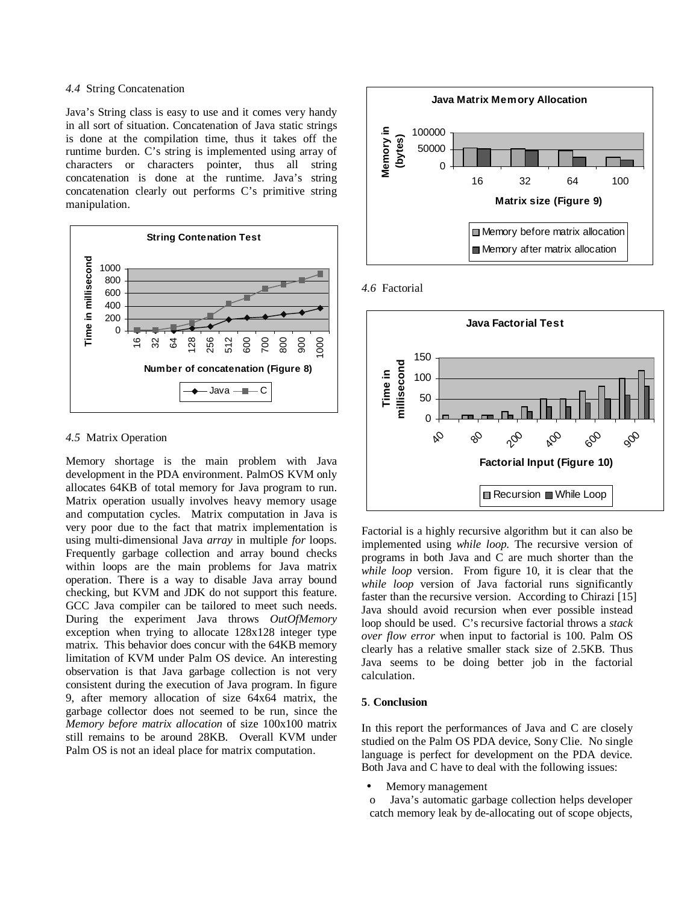*4.4* String Concatenation

Java's String class is easy to use and it comes very handy in all sort of situation. Concatenation of Java static strings is done at the compilation time, thus it takes off the runtime burden. C's string is implemented using array of characters or characters pointer, thus all string concatenation is done at the runtime. Java's string concatenation clearly out performs C's primitive string manipulation.

**String Contenation Test**

Number of concatenation (Figure 8)

*4.5* Matrix Operation

Memory shortage is the main problem with Java development in the PDA environment. PalmOS KVM only allocates 64KB of total memory for Java program to run. Matrix operation usually involves heavy memory usage and computation cycles. Matrix computation in Java is very poor due to the fact that matrix implementation is using multi-dimensional Java *array* in multiple *for* loops. Frequently garbage collection and array bound checks within loops are the main problems for Java matrix operation. There is a way to disable Java array bound checking, but KVM and JDK do not support this feature. GCC Java compiler can be tailored to meet such needs. During the experiment Java throws *OutOfMemory* exception when trying to allocate 128x128 integer type matrix. This behavior does concur with the 64KB memory limitation of KVM under Palm OS device. An interesting observation is that Java garbage collection is not very consistent during the execution of Java program. In figure 9, after memory allocation of size 64x64 matrix, the garbage collector does not seemed to be run, since the *Memory before matrix allocation* of size 100x100 matrix still remains to be around 28KB. Overall KVM under Palm OS is not an ideal place for matrix computation.

**Java Matrix Memory Allocation**

Matrix size (Figure 9)

*4.6* Factorial

**Java Factorial Test**

Factorial Input (Figure 10)

Factorial is a highly recursive algorithm but it can also be implemented using *while loop*. The recursive version of programs in both Java and C are much shorter than the *while loop* version. From figure 10, it is clear that the *while loop* version of Java factorial runs significantly faster than the recursive version. According to Chirazi [15] Java should avoid recursion when ever possible instead loop should be used. C's recursive factorial throws a *stack over flow error* when input to factorial is 100. Palm OS clearly has a relative smaller stack size of 2.5KB. Thus Java seems to be doing better job in the factorial calculation.

## 5. Conclusion

In this report the performances of Java and C are closely studied on the Palm OS PDA device, Sony Clie. No single language is perfect for development on the PDA device. Both Java and C have to deal with the following issues:

- Memory management
  - o Java's automatic garbage collection helps developer catch memory leak by de-allocating out of scope objects,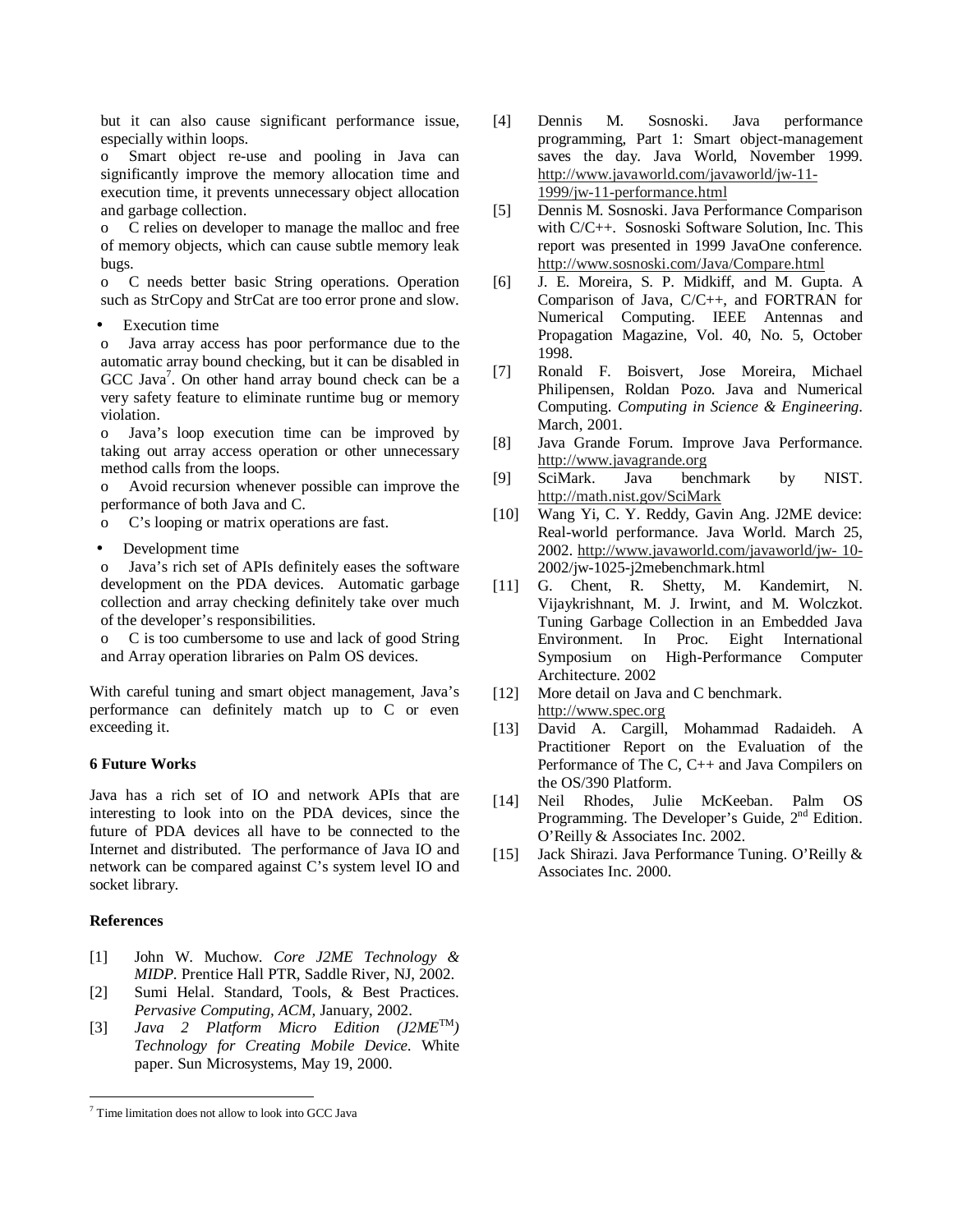but it can also cause significant performance issue, especially within loops.

o Smart object re-use and pooling in Java can significantly improve the memory allocation time and execution time, it prevents unnecessary object allocation and garbage collection.

o C relies on developer to manage the malloc and free of memory objects, which can cause subtle memory leak bugs.

o C needs better basic String operations. Operation such as StrCopy and StrCat are too error prone and slow.

- Execution time

o Java array access has poor performance due to the automatic array bound checking, but it can be disabled in GCC Java[7]. On other hand array bound check can be a very safety feature to eliminate runtime bug or memory violation.

o Java's loop execution time can be improved by taking out array access operation or other unnecessary method calls from the loops.

o Avoid recursion whenever possible can improve the performance of both Java and C.

o C's looping or matrix operations are fast.

- Development time

o Java's rich set of APIs definitely eases the software development on the PDA devices. Automatic garbage collection and array checking definitely take over much of the developer's responsibilities.

o C is too cumbersome to use and lack of good String and Array operation libraries on Palm OS devices.

With careful tuning and smart object management, Java's performance can definitely match up to C or even exceeding it.

### 6 Future Works

Java has a rich set of IO and network APIs that are interesting to look into on the PDA devices, since the future of PDA devices all have to be connected to the Internet and distributed. The performance of Java IO and network can be compared against C's system level IO and socket library.

### References

[1] John W. Muchow. *Core J2ME Technology & MIDP*. Prentice Hall PTR, Saddle River, NJ, 2002.

[2] Sumi Helal. Standard, Tools, & Best Practices. *Pervasive Computing, ACM,* January, 2002.

[3] *Java 2 Platform Micro Edition (J2ME™) Technology for Creating Mobile Device*. White paper. Sun Microsystems, May 19, 2000.

[4] Dennis M. Sosnoski. Java performance programming, Part 1: Smart object-management saves the day. Java World, November 1999. http://www.javaworld.com/javaworld/jw-11-1999/jw-11-performance.html

[5] Dennis M. Sosnoski. Java Performance Comparison with C/C++. Sosnoski Software Solution, Inc. This report was presented in 1999 JavaOne conference. http://www.sosnoski.com/Java/Compare.html

[6] J. E. Moreira, S. P. Midkiff, and M. Gupta. A Comparison of Java, C/C++, and FORTRAN for Numerical Computing. IEEE Antennas and Propagation Magazine, Vol. 40, No. 5, October 1998.

[7] Ronald F. Boisvert, Jose Moreira, Michael Philipensen, Roldan Pozo. Java and Numerical Computing. *Computing in Science & Engineering*. March, 2001.

[8] Java Grande Forum. Improve Java Performance. http://www.javagrande.org

[9] SciMark. Java benchmark by NIST. http://math.nist.gov/SciMark

[10] Wang Yi, C. Y. Reddy, Gavin Ang. J2ME device: Real-world performance. Java World. March 25, 2002. http://www.javaworld.com/javaworld/jw- 10-2002/jw-1025-j2mebenchmark.html

[11] G. Chent, R. Shetty, M. Kandemirt, N. Vijaykrishnant, M. J. Irwint, and M. Wolczkot. Tuning Garbage Collection in an Embedded Java Environment. In Proc. Eight International Symposium on High-Performance Computer Architecture. 2002

[12] More detail on Java and C benchmark. http://www.spec.org

[13] David A. Cargill, Mohammad Radaideh. A Practitioner Report on the Evaluation of the Performance of The C, C++ and Java Compilers on the OS/390 Platform.

[14] Neil Rhodes, Julie McKeeban. Palm OS Programming. The Developer's Guide, 2nd Edition. O'Reilly & Associates Inc. 2002.

[15] Jack Shirazi. Java Performance Tuning. O'Reilly & Associates Inc. 2000.

[7] Time limitation does not allow to look into GCC Java